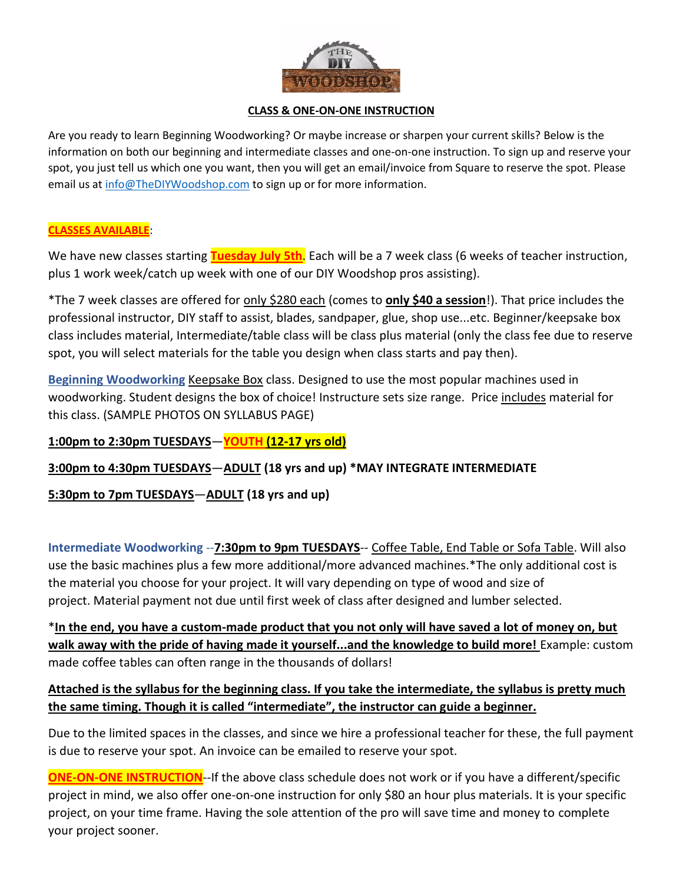## CLASS & ONE-ON-ONE INSTRUCTION

Are you ready to learn Beginning Woodworking? Or maybe increase or sharpen your current skills? Below is the information on both our beginning and intermediate classes and one-on-one instruction. To sign up and reserve your spot, you just tell us which one you want, then you will get an email/invoice from Square to reserve the spot. Please email us at info@TheDIYWoodshop.com to sign up or for more information.

**CLASSES AVAILABLE**:

We have new classes starting **Tuesday July 5th**. Each will be a 7 week class (6 weeks of teacher instruction, plus 1 work week/catch up week with one of our DIY Woodshop pros assisting).

*The 7 week classes are offered for only $280 each (comes to **only $40 a session**!). That price includes the professional instructor, DIY staff to assist, blades, sandpaper, glue, shop use...etc. Beginner/keepsake box class includes material, Intermediate/table class will be class plus material (only the class fee due to reserve spot, you will select materials for the table you design when class starts and pay then).

**Beginning Woodworking** Keepsake Box class. Designed to use the most popular machines used in woodworking. Student designs the box of choice! Instructure sets size range. Price includes material for this class. (SAMPLE PHOTOS ON SYLLABUS PAGE)

**1:00pm to 2:30pm TUESDAYS—YOUTH (12-17 yrs old)**

**3:00pm to 4:30pm TUESDAYS—ADULT (18 yrs and up) *MAY INTEGRATE INTERMEDIATE**

**5:30pm to 7pm TUESDAYS—ADULT (18 yrs and up)**

**Intermediate Woodworking --7:30pm to 9pm TUESDAYS**-- Coffee Table, End Table or Sofa Table. Will also use the basic machines plus a few more additional/more advanced machines.*The only additional cost is the material you choose for your project. It will vary depending on type of wood and size of project. Material payment not due until first week of class after designed and lumber selected.

***In the end, you have a custom-made product that you not only will have saved a lot of money on, but walk away with the pride of having made it yourself...and the knowledge to build more!** Example: custom made coffee tables can often range in the thousands of dollars!

**Attached is the syllabus for the beginning class. If you take the intermediate, the syllabus is pretty much the same timing. Though it is called "intermediate", the instructor can guide a beginner.**

Due to the limited spaces in the classes, and since we hire a professional teacher for these, the full payment is due to reserve your spot. An invoice can be emailed to reserve your spot.

**ONE-ON-ONE INSTRUCTION**--If the above class schedule does not work or if you have a different/specific project in mind, we also offer one-on-one instruction for only $80 an hour plus materials. It is your specific project, on your time frame. Having the sole attention of the pro will save time and money to complete your project sooner.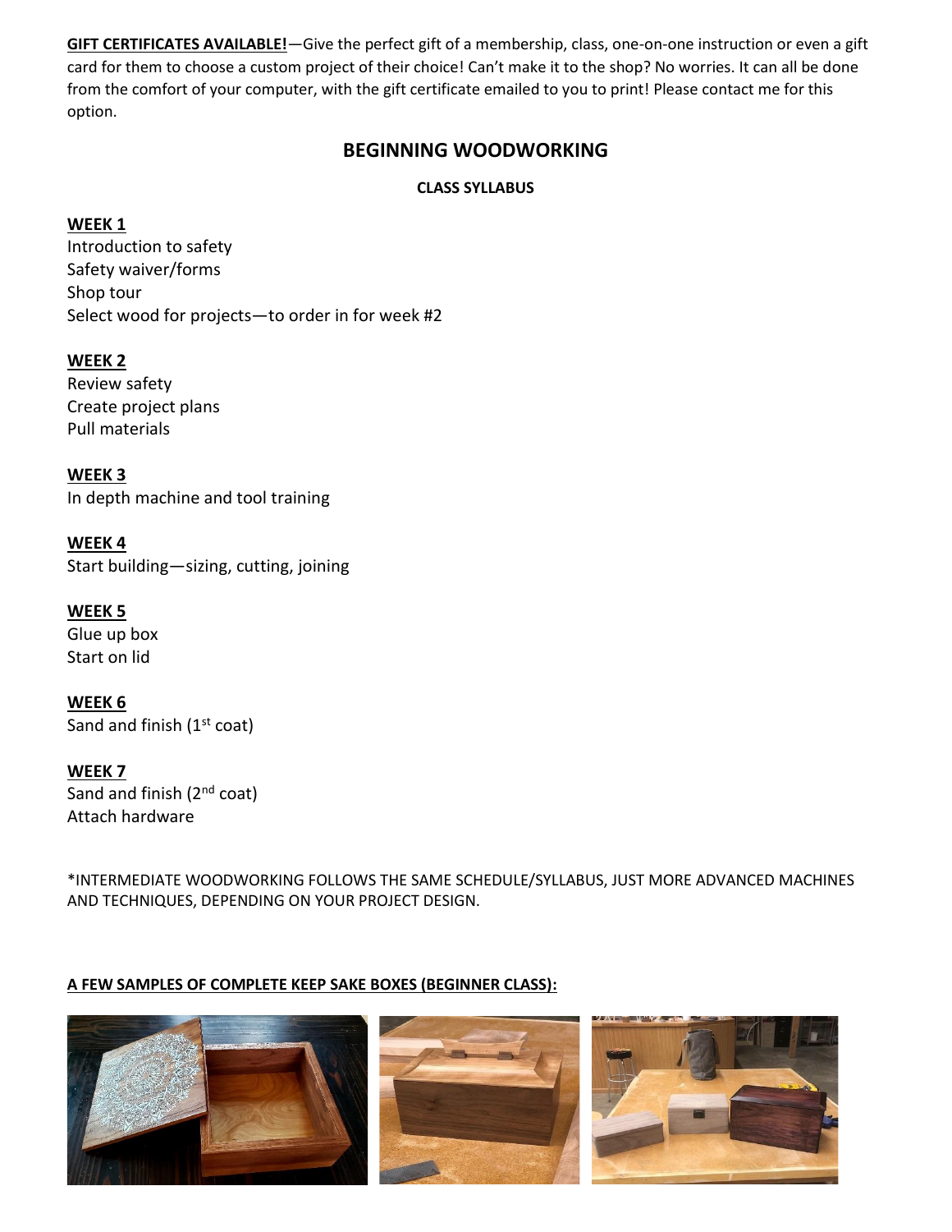**GIFT CERTIFICATES AVAILABLE!**—Give the perfect gift of a membership, class, one-on-one instruction or even a gift card for them to choose a custom project of their choice! Can't make it to the shop? No worries. It can all be done from the comfort of your computer, with the gift certificate emailed to you to print! Please contact me for this option.

## BEGINNING WOODWORKING

### CLASS SYLLABUS

**WEEK 1**

Introduction to safety
Safety waiver/forms
Shop tour
Select wood for projects—to order in for week #2

**WEEK 2**

Review safety
Create project plans
Pull materials

**WEEK 3**

In depth machine and tool training

**WEEK 4**

Start building—sizing, cutting, joining

**WEEK 5**

Glue up box
Start on lid

**WEEK 6**

Sand and finish (1st coat)

**WEEK 7**

Sand and finish (2nd coat)
Attach hardware

*INTERMEDIATE WOODWORKING FOLLOWS THE SAME SCHEDULE/SYLLABUS, JUST MORE ADVANCED MACHINES AND TECHNIQUES, DEPENDING ON YOUR PROJECT DESIGN.

**A FEW SAMPLES OF COMPLETE KEEP SAKE BOXES (BEGINNER CLASS):**